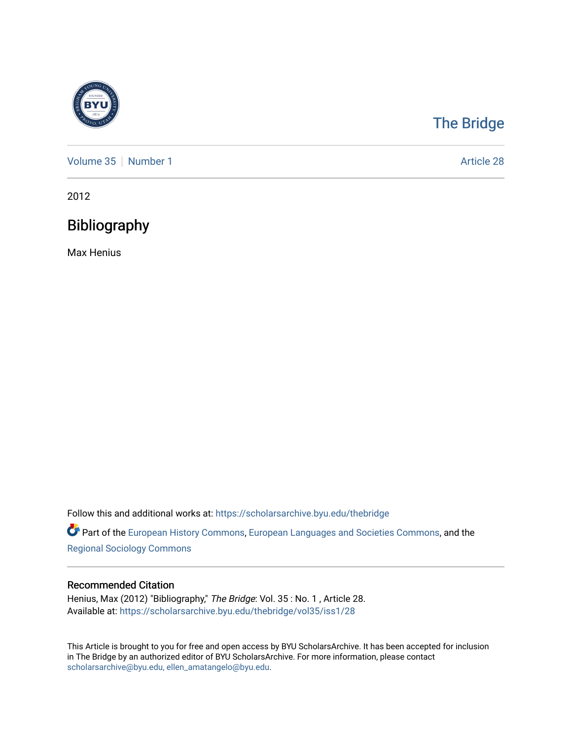# The Bridge

Volume 35 | Number 1 | Article 28

2012

## Bibliography

Max Henius

Follow this and additional works at: https://scholarsarchive.byu.edu/thebridge

Part of the European History Commons, European Languages and Societies Commons, and the Regional Sociology Commons

### Recommended Citation

Henius, Max (2012) "Bibliography," *The Bridge*: Vol. 35 : No. 1 , Article 28.
Available at: https://scholarsarchive.byu.edu/thebridge/vol35/iss1/28

This Article is brought to you for free and open access by BYU ScholarsArchive. It has been accepted for inclusion in The Bridge by an authorized editor of BYU ScholarsArchive. For more information, please contact scholarsarchive@byu.edu, ellen_amatangelo@byu.edu.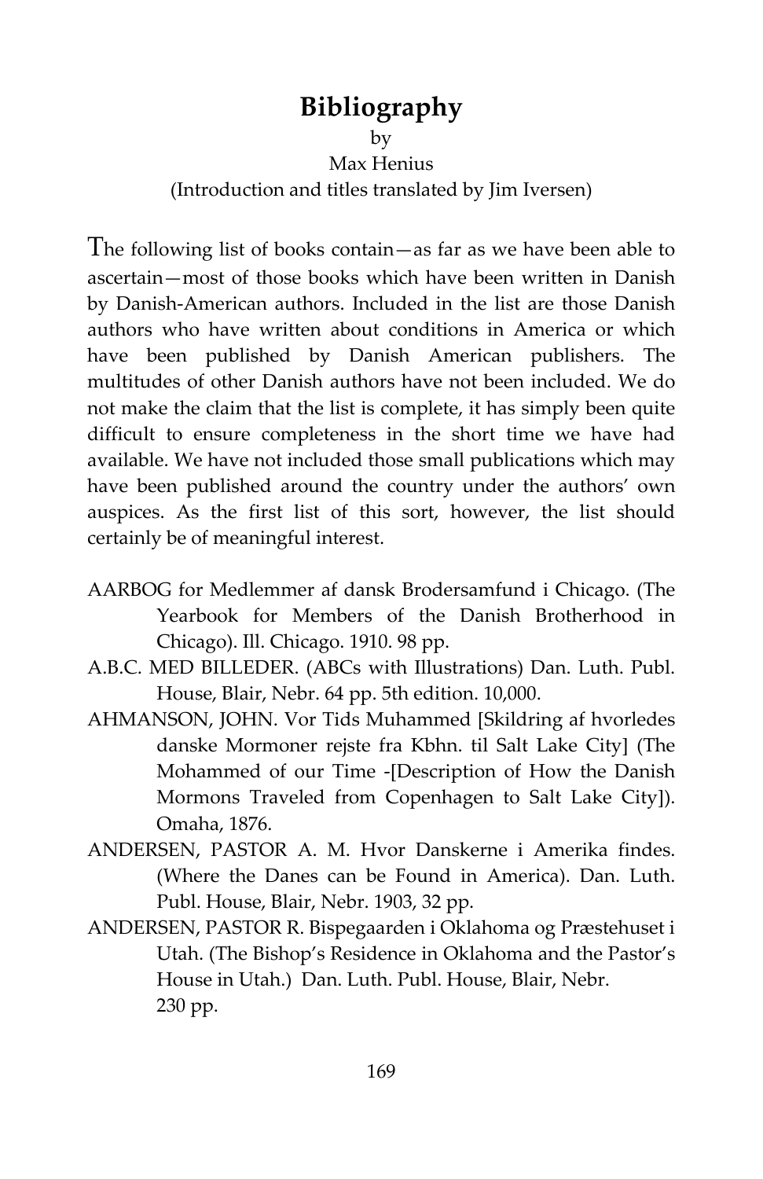# Bibliography

by

Max Henius

(Introduction and titles translated by Jim Iversen)

The following list of books contain—as far as we have been able to ascertain—most of those books which have been written in Danish by Danish-American authors. Included in the list are those Danish authors who have written about conditions in America or which have been published by Danish American publishers. The multitudes of other Danish authors have not been included. We do not make the claim that the list is complete, it has simply been quite difficult to ensure completeness in the short time we have had available. We have not included those small publications which may have been published around the country under the authors' own auspices. As the first list of this sort, however, the list should certainly be of meaningful interest.

AARBOG for Medlemmer af dansk Brodersamfund i Chicago. (The Yearbook for Members of the Danish Brotherhood in Chicago). Ill. Chicago. 1910. 98 pp.

A.B.C. MED BILLEDER. (ABCs with Illustrations) Dan. Luth. Publ. House, Blair, Nebr. 64 pp. 5th edition. 10,000.

AHMANSON, JOHN. Vor Tids Muhammed [Skildring af hvorledes danske Mormoner rejste fra Kbhn. til Salt Lake City] (The Mohammed of our Time -[Description of How the Danish Mormons Traveled from Copenhagen to Salt Lake City]). Omaha, 1876.

ANDERSEN, PASTOR A. M. Hvor Danskerne i Amerika findes. (Where the Danes can be Found in America). Dan. Luth. Publ. House, Blair, Nebr. 1903, 32 pp.

ANDERSEN, PASTOR R. Bispegaarden i Oklahoma og Præstehuset i Utah. (The Bishop's Residence in Oklahoma and the Pastor's House in Utah.) Dan. Luth. Publ. House, Blair, Nebr. 230 pp.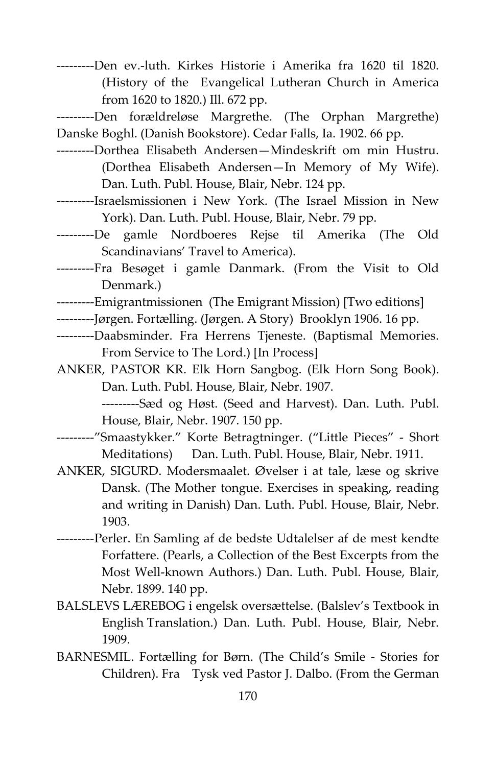---------Den ev.-luth. Kirkes Historie i Amerika fra 1620 til 1820. (History of the Evangelical Lutheran Church in America from 1620 to 1820.) Ill. 672 pp.

---------Den forældreløse Margrethe. (The Orphan Margrethe) Danske Boghl. (Danish Bookstore). Cedar Falls, Ia. 1902. 66 pp.

---------Dorthea Elisabeth Andersen—Mindeskrift om min Hustru. (Dorthea Elisabeth Andersen—In Memory of My Wife). Dan. Luth. Publ. House, Blair, Nebr. 124 pp.

---------Israelsmissionen i New York. (The Israel Mission in New York). Dan. Luth. Publ. House, Blair, Nebr. 79 pp.

---------De gamle Nordboeres Rejse til Amerika (The Old Scandinavians' Travel to America).

---------Fra Besøget i gamle Danmark. (From the Visit to Old Denmark.)

---------Emigrantmissionen (The Emigrant Mission) [Two editions]

---------Jørgen. Fortælling. (Jørgen. A Story) Brooklyn 1906. 16 pp.

---------Daabsminder. Fra Herrens Tjeneste. (Baptismal Memories. From Service to The Lord.) [In Process]

ANKER, PASTOR KR. Elk Horn Sangbog. (Elk Horn Song Book). Dan. Luth. Publ. House, Blair, Nebr. 1907.

---------Sæd og Høst. (Seed and Harvest). Dan. Luth. Publ. House, Blair, Nebr. 1907. 150 pp.

---------"Smaastykker." Korte Betragtninger. ("Little Pieces" - Short Meditations) Dan. Luth. Publ. House, Blair, Nebr. 1911.

ANKER, SIGURD. Modersmaalet. Øvelser i at tale, læse og skrive Dansk. (The Mother tongue. Exercises in speaking, reading and writing in Danish) Dan. Luth. Publ. House, Blair, Nebr. 1903.

---------Perler. En Samling af de bedste Udtalelser af de mest kendte Forfattere. (Pearls, a Collection of the Best Excerpts from the Most Well-known Authors.) Dan. Luth. Publ. House, Blair, Nebr. 1899. 140 pp.

BALSLEVS LÆREBOG i engelsk oversættelse. (Balslev's Textbook in English Translation.) Dan. Luth. Publ. House, Blair, Nebr. 1909.

BARNESMIL. Fortælling for Børn. (The Child's Smile - Stories for Children). Fra Tysk ved Pastor J. Dalbo. (From the German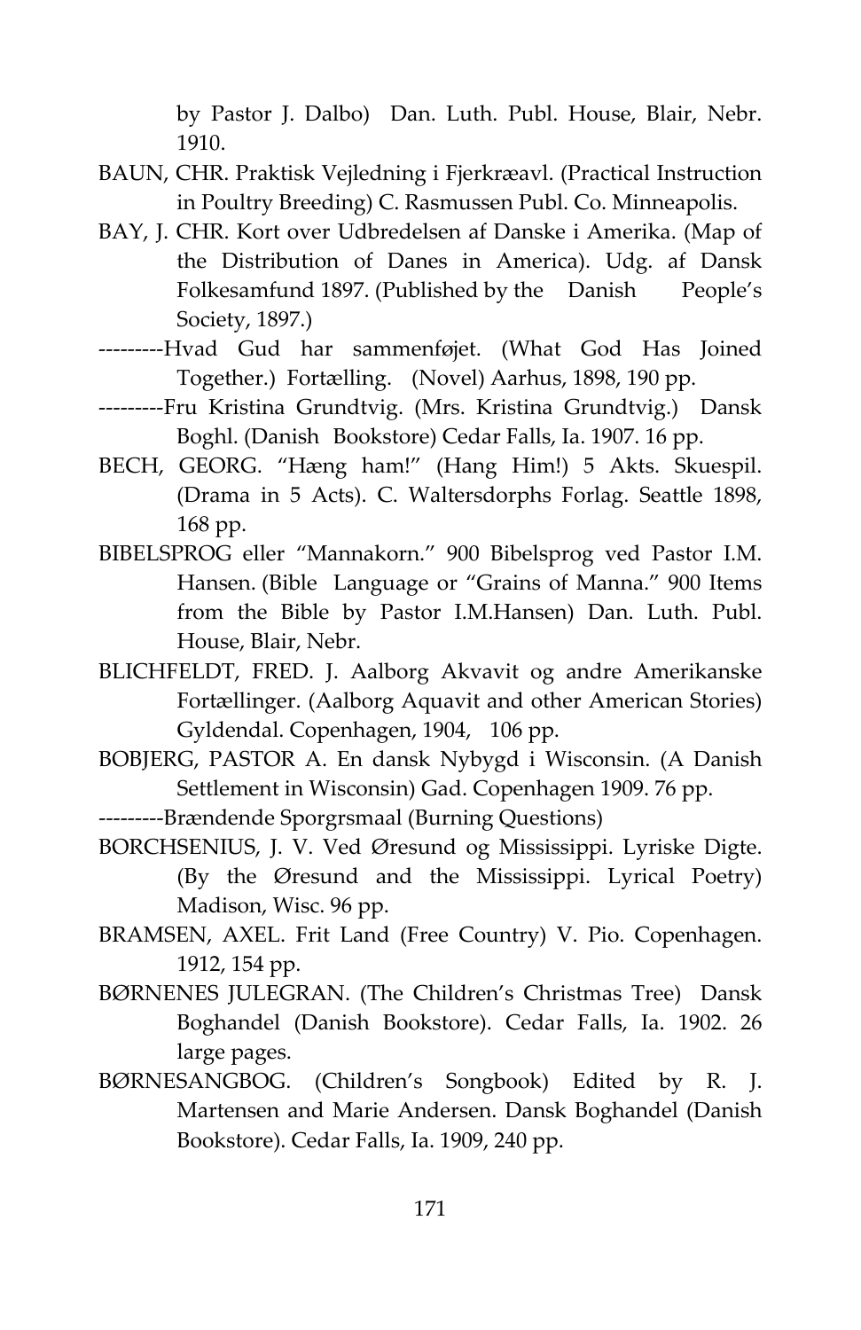by Pastor J. Dalbo) Dan. Luth. Publ. House, Blair, Nebr. 1910.

BAUN, CHR. Praktisk Vejledning i Fjerkræavl. (Practical Instruction in Poultry Breeding) C. Rasmussen Publ. Co. Minneapolis.

BAY, J. CHR. Kort over Udbredelsen af Danske i Amerika. (Map of the Distribution of Danes in America). Udg. af Dansk Folkesamfund 1897. (Published by the Danish People's Society, 1897.)

---------Hvad Gud har sammenføjet. (What God Has Joined Together.) Fortælling. (Novel) Aarhus, 1898, 190 pp.

---------Fru Kristina Grundtvig. (Mrs. Kristina Grundtvig.) Dansk Boghl. (Danish Bookstore) Cedar Falls, Ia. 1907. 16 pp.

BECH, GEORG. "Hæng ham!" (Hang Him!) 5 Akts. Skuespil. (Drama in 5 Acts). C. Waltersdorphs Forlag. Seattle 1898, 168 pp.

BIBELSPROG eller "Mannakorn." 900 Bibelsprog ved Pastor I.M. Hansen. (Bible Language or "Grains of Manna." 900 Items from the Bible by Pastor I.M.Hansen) Dan. Luth. Publ. House, Blair, Nebr.

BLICHFELDT, FRED. J. Aalborg Akvavit og andre Amerikanske Fortællinger. (Aalborg Aquavit and other American Stories) Gyldendal. Copenhagen, 1904, 106 pp.

BOBJERG, PASTOR A. En dansk Nybygd i Wisconsin. (A Danish Settlement in Wisconsin) Gad. Copenhagen 1909. 76 pp.

---------Brændende Sporgrsmaal (Burning Questions)

BORCHSENIUS, J. V. Ved Øresund og Mississippi. Lyriske Digte. (By the Øresund and the Mississippi. Lyrical Poetry) Madison, Wisc. 96 pp.

BRAMSEN, AXEL. Frit Land (Free Country) V. Pio. Copenhagen. 1912, 154 pp.

BØRNENES JULEGRAN. (The Children's Christmas Tree) Dansk Boghandel (Danish Bookstore). Cedar Falls, Ia. 1902. 26 large pages.

BØRNESANGBOG. (Children's Songbook) Edited by R. J. Martensen and Marie Andersen. Dansk Boghandel (Danish Bookstore). Cedar Falls, Ia. 1909, 240 pp.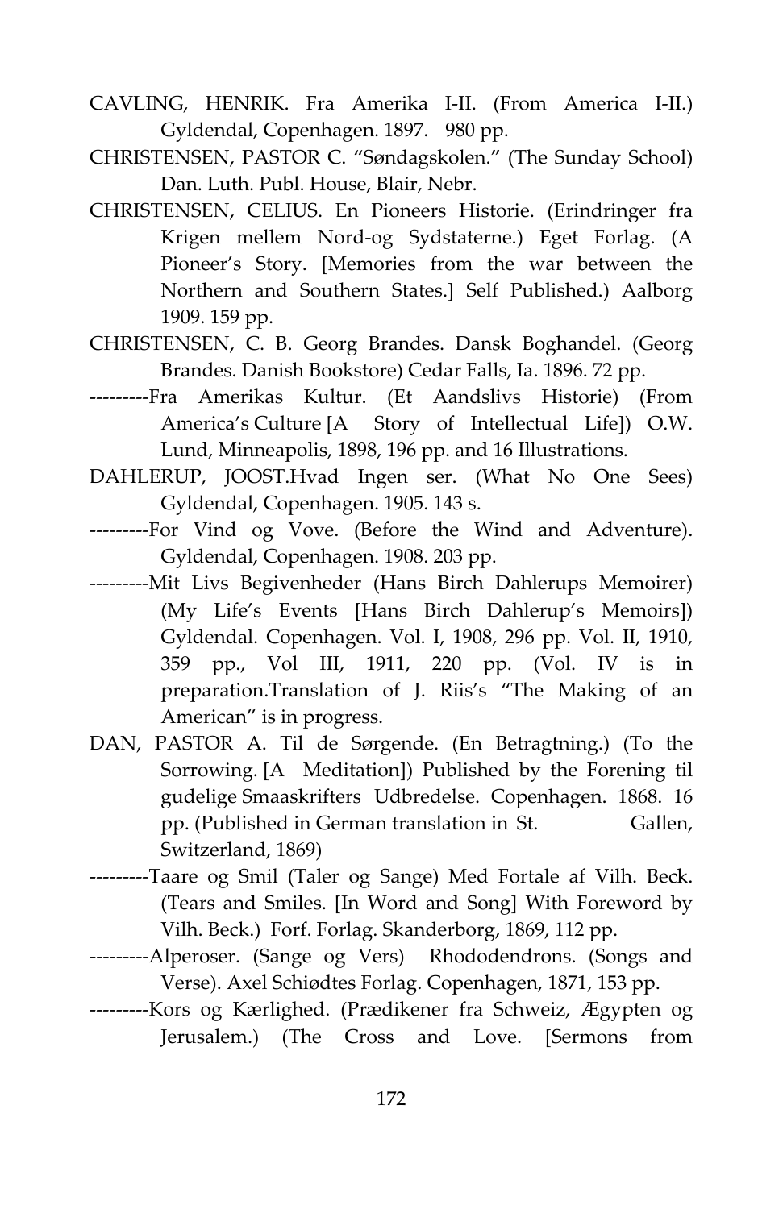CAVLING, HENRIK. Fra Amerika I-II. (From America I-II.) Gyldendal, Copenhagen. 1897. 980 pp.

CHRISTENSEN, PASTOR C. "Søndagskolen." (The Sunday School) Dan. Luth. Publ. House, Blair, Nebr.

CHRISTENSEN, CELIUS. En Pioneers Historie. (Erindringer fra Krigen mellem Nord-og Sydstaterne.) Eget Forlag. (A Pioneer's Story. [Memories from the war between the Northern and Southern States.] Self Published.) Aalborg 1909. 159 pp.

CHRISTENSEN, C. B. Georg Brandes. Dansk Boghandel. (Georg Brandes. Danish Bookstore) Cedar Falls, Ia. 1896. 72 pp.

---------Fra Amerikas Kultur. (Et Aandslivs Historie) (From America's Culture [A Story of Intellectual Life]) O.W. Lund, Minneapolis, 1898, 196 pp. and 16 Illustrations.

DAHLERUP, JOOST.Hvad Ingen ser. (What No One Sees) Gyldendal, Copenhagen. 1905. 143 s.

---------For Vind og Vove. (Before the Wind and Adventure). Gyldendal, Copenhagen. 1908. 203 pp.

---------Mit Livs Begivenheder (Hans Birch Dahlerups Memoirer) (My Life's Events [Hans Birch Dahlerup's Memoirs]) Gyldendal. Copenhagen. Vol. I, 1908, 296 pp. Vol. II, 1910, 359 pp., Vol III, 1911, 220 pp. (Vol. IV is in preparation.Translation of J. Riis's "The Making of an American" is in progress.

DAN, PASTOR A. Til de Sørgende. (En Betragtning.) (To the Sorrowing. [A Meditation]) Published by the Forening til gudelige Smaaskrifters Udbredelse. Copenhagen. 1868. 16 pp. (Published in German translation in St. Gallen, Switzerland, 1869)

---------Taare og Smil (Taler og Sange) Med Fortale af Vilh. Beck. (Tears and Smiles. [In Word and Song] With Foreword by Vilh. Beck.) Forf. Forlag. Skanderborg, 1869, 112 pp.

---------Alperoser. (Sange og Vers) Rhododendrons. (Songs and Verse). Axel Schiødtes Forlag. Copenhagen, 1871, 153 pp.

---------Kors og Kærlighed. (Prædikener fra Schweiz, Ægypten og Jerusalem.) (The Cross and Love. [Sermons from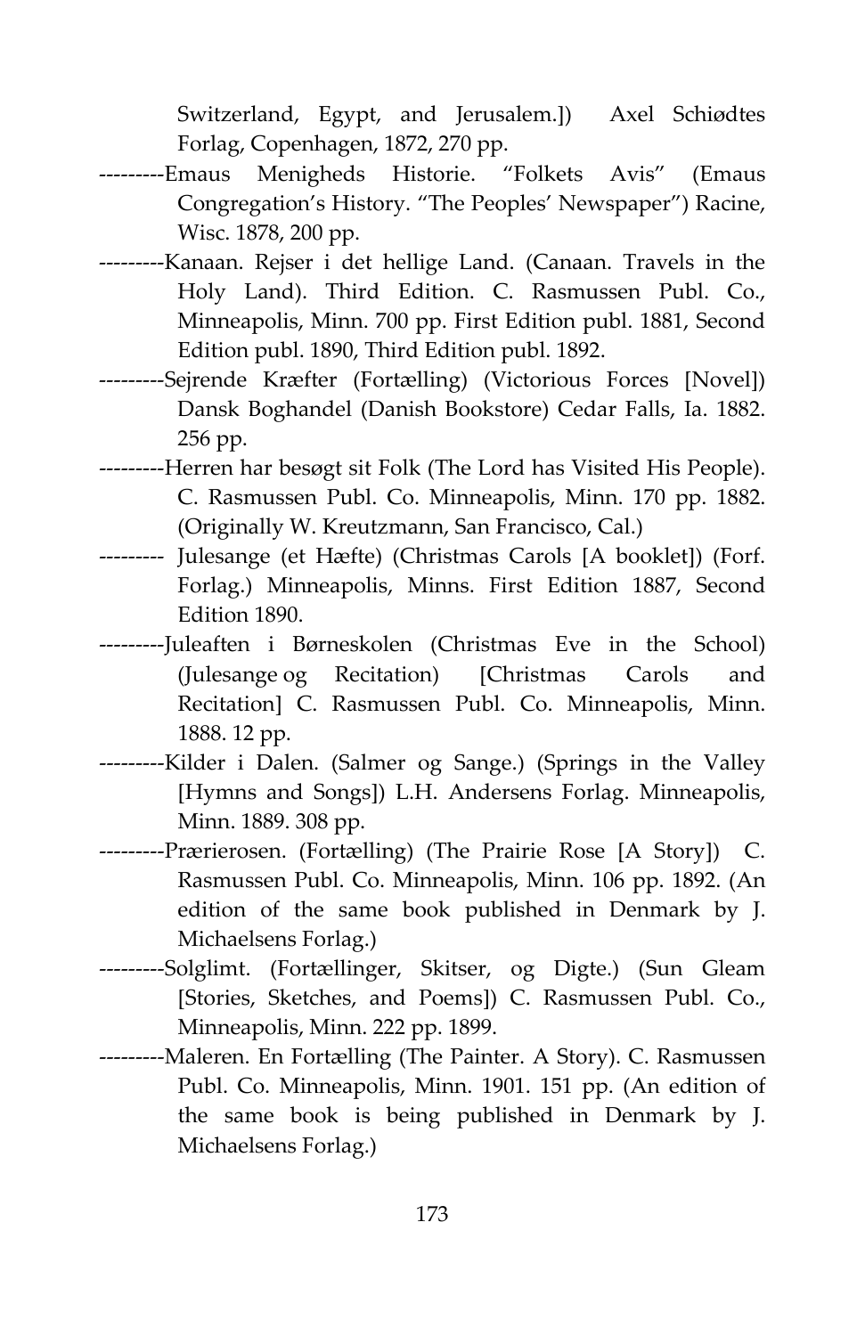Switzerland, Egypt, and Jerusalem.]) Axel Schiødtes Forlag, Copenhagen, 1872, 270 pp.

---------Emaus Menigheds Historie. "Folkets Avis" (Emaus Congregation's History. "The Peoples' Newspaper") Racine, Wisc. 1878, 200 pp.

---------Kanaan. Rejser i det hellige Land. (Canaan. Travels in the Holy Land). Third Edition. C. Rasmussen Publ. Co., Minneapolis, Minn. 700 pp. First Edition publ. 1881, Second Edition publ. 1890, Third Edition publ. 1892.

---------Sejrende Kræfter (Fortælling) (Victorious Forces [Novel]) Dansk Boghandel (Danish Bookstore) Cedar Falls, Ia. 1882. 256 pp.

---------Herren har besøgt sit Folk (The Lord has Visited His People). C. Rasmussen Publ. Co. Minneapolis, Minn. 170 pp. 1882. (Originally W. Kreutzmann, San Francisco, Cal.)

--------- Julesange (et Hæfte) (Christmas Carols [A booklet]) (Forf. Forlag.) Minneapolis, Minns. First Edition 1887, Second Edition 1890.

---------Juleaften i Børneskolen (Christmas Eve in the School) (Julesange og Recitation) [Christmas Carols and Recitation] C. Rasmussen Publ. Co. Minneapolis, Minn. 1888. 12 pp.

---------Kilder i Dalen. (Salmer og Sange.) (Springs in the Valley [Hymns and Songs]) L.H. Andersens Forlag. Minneapolis, Minn. 1889. 308 pp.

---------Prærierosen. (Fortælling) (The Prairie Rose [A Story]) C. Rasmussen Publ. Co. Minneapolis, Minn. 106 pp. 1892. (An edition of the same book published in Denmark by J. Michaelsens Forlag.)

---------Solglimt. (Fortællinger, Skitser, og Digte.) (Sun Gleam [Stories, Sketches, and Poems]) C. Rasmussen Publ. Co., Minneapolis, Minn. 222 pp. 1899.

---------Maleren. En Fortælling (The Painter. A Story). C. Rasmussen Publ. Co. Minneapolis, Minn. 1901. 151 pp. (An edition of the same book is being published in Denmark by J. Michaelsens Forlag.)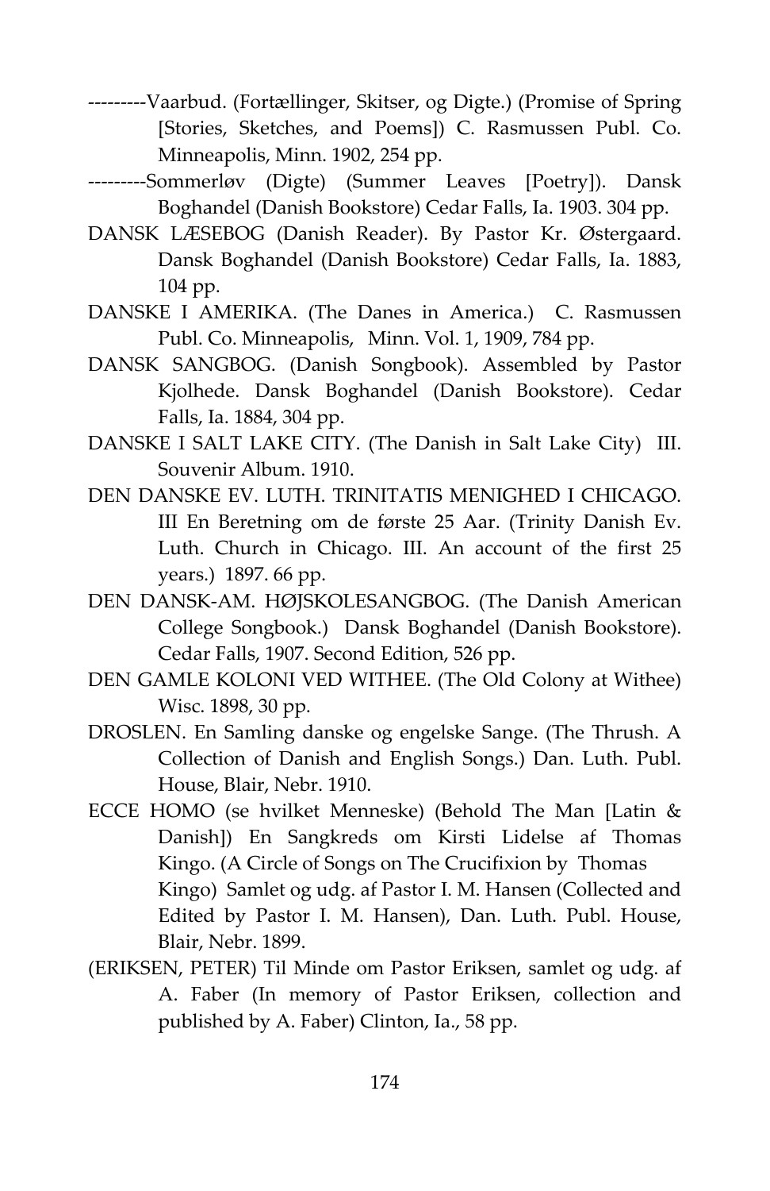---------Vaarbud. (Fortællinger, Skitser, og Digte.) (Promise of Spring [Stories, Sketches, and Poems]) C. Rasmussen Publ. Co. Minneapolis, Minn. 1902, 254 pp.

---------Sommerløv (Digte) (Summer Leaves [Poetry]). Dansk Boghandel (Danish Bookstore) Cedar Falls, Ia. 1903. 304 pp.

DANSK LÆSEBOG (Danish Reader). By Pastor Kr. Østergaard. Dansk Boghandel (Danish Bookstore) Cedar Falls, Ia. 1883, 104 pp.

DANSKE I AMERIKA. (The Danes in America.) C. Rasmussen Publ. Co. Minneapolis, Minn. Vol. 1, 1909, 784 pp.

DANSK SANGBOG. (Danish Songbook). Assembled by Pastor Kjolhede. Dansk Boghandel (Danish Bookstore). Cedar Falls, Ia. 1884, 304 pp.

DANSKE I SALT LAKE CITY. (The Danish in Salt Lake City) Ill. Souvenir Album. 1910.

DEN DANSKE EV. LUTH. TRINITATIS MENIGHED I CHICAGO. Ill En Beretning om de første 25 Aar. (Trinity Danish Ev. Luth. Church in Chicago. Ill. An account of the first 25 years.) 1897. 66 pp.

DEN DANSK-AM. HØJSKOLESANGBOG. (The Danish American College Songbook.) Dansk Boghandel (Danish Bookstore). Cedar Falls, 1907. Second Edition, 526 pp.

DEN GAMLE KOLONI VED WITHEE. (The Old Colony at Withee) Wisc. 1898, 30 pp.

DROSLEN. En Samling danske og engelske Sange. (The Thrush. A Collection of Danish and English Songs.) Dan. Luth. Publ. House, Blair, Nebr. 1910.

ECCE HOMO (se hvilket Menneske) (Behold The Man [Latin & Danish]) En Sangkreds om Kirsti Lidelse af Thomas Kingo. (A Circle of Songs on The Crucifixion by Thomas Kingo) Samlet og udg. af Pastor I. M. Hansen (Collected and Edited by Pastor I. M. Hansen), Dan. Luth. Publ. House, Blair, Nebr. 1899.

(ERIKSEN, PETER) Til Minde om Pastor Eriksen, samlet og udg. af A. Faber (In memory of Pastor Eriksen, collection and published by A. Faber) Clinton, Ia., 58 pp.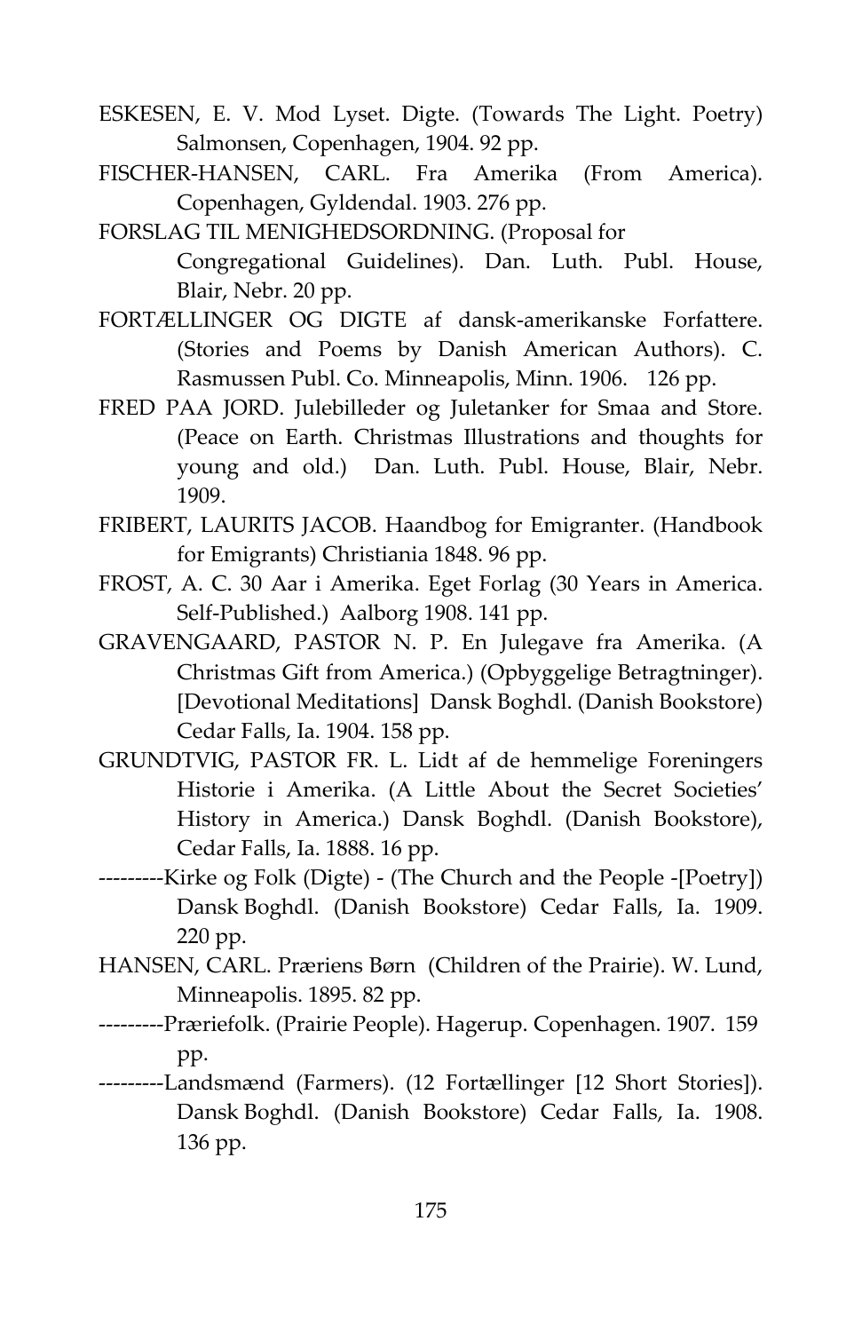ESKESEN, E. V. Mod Lyset. Digte. (Towards The Light. Poetry) Salmonsen, Copenhagen, 1904. 92 pp.

FISCHER-HANSEN, CARL. Fra Amerika (From America). Copenhagen, Gyldendal. 1903. 276 pp.

FORSLAG TIL MENIGHEDSORDNING. (Proposal for Congregational Guidelines). Dan. Luth. Publ. House, Blair, Nebr. 20 pp.

FORTÆLLINGER OG DIGTE af dansk-amerikanske Forfattere. (Stories and Poems by Danish American Authors). C. Rasmussen Publ. Co. Minneapolis, Minn. 1906. 126 pp.

FRED PAA JORD. Julebilleder og Juletanker for Smaa and Store. (Peace on Earth. Christmas Illustrations and thoughts for young and old.) Dan. Luth. Publ. House, Blair, Nebr. 1909.

FRIBERT, LAURITS JACOB. Haandbog for Emigranter. (Handbook for Emigrants) Christiania 1848. 96 pp.

FROST, A. C. 30 Aar i Amerika. Eget Forlag (30 Years in America. Self-Published.) Aalborg 1908. 141 pp.

GRAVENGAARD, PASTOR N. P. En Julegave fra Amerika. (A Christmas Gift from America.) (Opbyggelige Betragtninger). [Devotional Meditations] Dansk Boghdl. (Danish Bookstore) Cedar Falls, Ia. 1904. 158 pp.

GRUNDTVIG, PASTOR FR. L. Lidt af de hemmelige Foreningers Historie i Amerika. (A Little About the Secret Societies' History in America.) Dansk Boghdl. (Danish Bookstore), Cedar Falls, Ia. 1888. 16 pp.

---------Kirke og Folk (Digte) - (The Church and the People -[Poetry]) Dansk Boghdl. (Danish Bookstore) Cedar Falls, Ia. 1909. 220 pp.

HANSEN, CARL. Præriens Børn (Children of the Prairie). W. Lund, Minneapolis. 1895. 82 pp.

---------Præriefolk. (Prairie People). Hagerup. Copenhagen. 1907. 159 pp.

---------Landsmænd (Farmers). (12 Fortællinger [12 Short Stories]). Dansk Boghdl. (Danish Bookstore) Cedar Falls, Ia. 1908. 136 pp.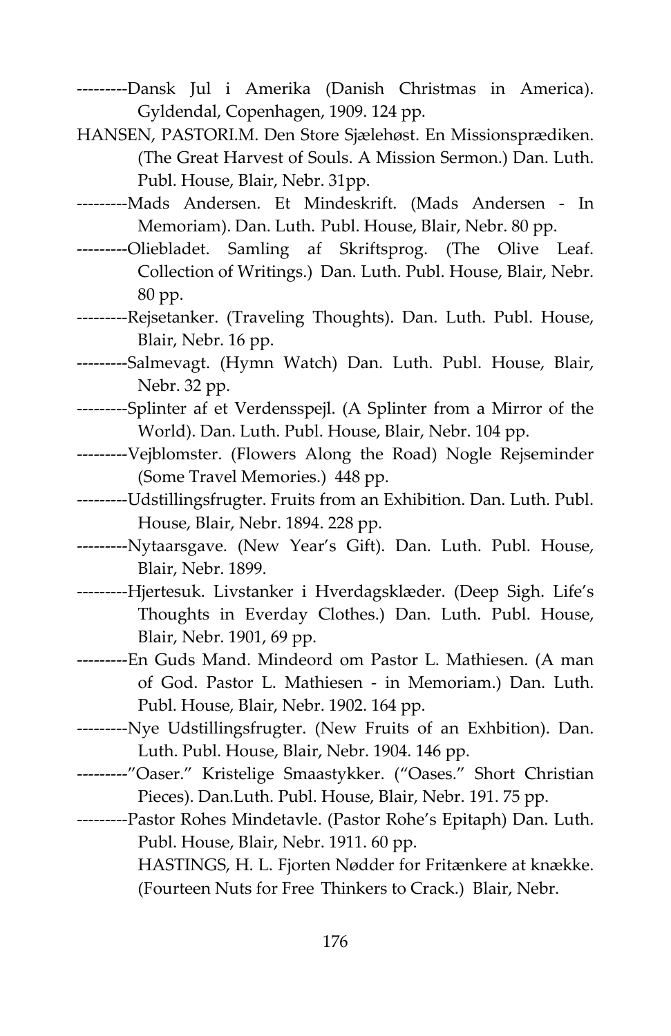---------Dansk Jul i Amerika (Danish Christmas in America). Gyldendal, Copenhagen, 1909. 124 pp.

HANSEN, PASTORI.M. Den Store Sjælehøst. En Missionsprædiken. (The Great Harvest of Souls. A Mission Sermon.) Dan. Luth. Publ. House, Blair, Nebr. 31pp.

---------Mads Andersen. Et Mindeskrift. (Mads Andersen - In Memoriam). Dan. Luth. Publ. House, Blair, Nebr. 80 pp.

---------Oliebladet. Samling af Skriftsprog. (The Olive Leaf. Collection of Writings.) Dan. Luth. Publ. House, Blair, Nebr. 80 pp.

---------Rejsetanker. (Traveling Thoughts). Dan. Luth. Publ. House, Blair, Nebr. 16 pp.

---------Salmevagt. (Hymn Watch) Dan. Luth. Publ. House, Blair, Nebr. 32 pp.

---------Splinter af et Verdensspejl. (A Splinter from a Mirror of the World). Dan. Luth. Publ. House, Blair, Nebr. 104 pp.

---------Vejblomster. (Flowers Along the Road) Nogle Rejseminder (Some Travel Memories.) 448 pp.

---------Udstillingsfrugter. Fruits from an Exhibition. Dan. Luth. Publ. House, Blair, Nebr. 1894. 228 pp.

---------Nytaarsgave. (New Year's Gift). Dan. Luth. Publ. House, Blair, Nebr. 1899.

---------Hjertesuk. Livstanker i Hverdagsklæder. (Deep Sigh. Life's Thoughts in Everday Clothes.) Dan. Luth. Publ. House, Blair, Nebr. 1901, 69 pp.

---------En Guds Mand. Mindeord om Pastor L. Mathiesen. (A man of God. Pastor L. Mathiesen - in Memoriam.) Dan. Luth. Publ. House, Blair, Nebr. 1902. 164 pp.

---------Nye Udstillingsfrugter. (New Fruits of an Exhbition). Dan. Luth. Publ. House, Blair, Nebr. 1904. 146 pp.

---------"Oaser." Kristelige Smaastykker. ("Oases." Short Christian Pieces). Dan.Luth. Publ. House, Blair, Nebr. 191. 75 pp.

---------Pastor Rohes Mindetavle. (Pastor Rohe's Epitaph) Dan. Luth. Publ. House, Blair, Nebr. 1911. 60 pp.

HASTINGS, H. L. Fjorten Nødder for Fritænkere at knække. (Fourteen Nuts for Free Thinkers to Crack.) Blair, Nebr.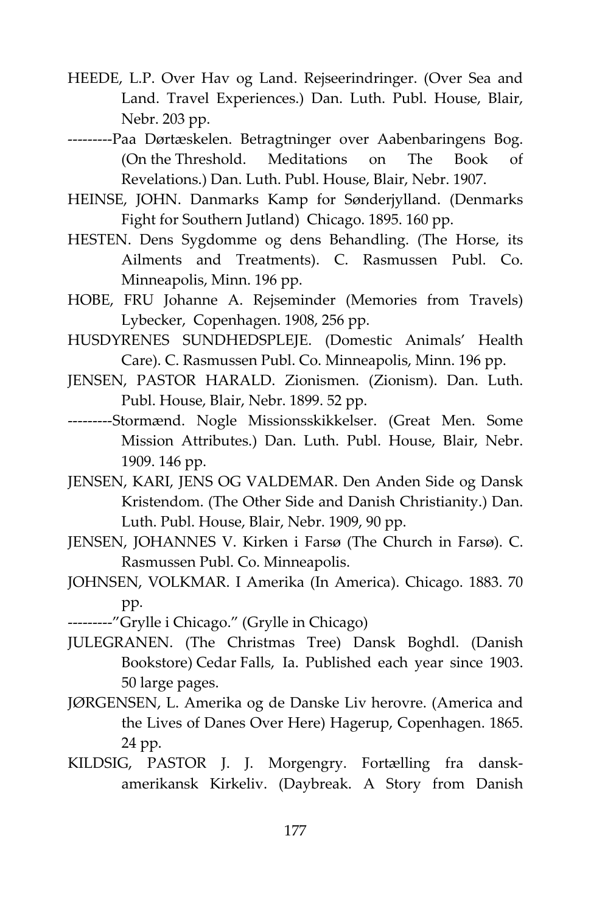HEEDE, L.P. Over Hav og Land. Rejseerindringer. (Over Sea and Land. Travel Experiences.) Dan. Luth. Publ. House, Blair, Nebr. 203 pp.

---------Paa Dørtæskelen. Betragtninger over Aabenbaringens Bog. (On the Threshold. Meditations on The Book of Revelations.) Dan. Luth. Publ. House, Blair, Nebr. 1907.

HEINSE, JOHN. Danmarks Kamp for Sønderjylland. (Denmarks Fight for Southern Jutland) Chicago. 1895. 160 pp.

HESTEN. Dens Sygdomme og dens Behandling. (The Horse, its Ailments and Treatments). C. Rasmussen Publ. Co. Minneapolis, Minn. 196 pp.

HOBE, FRU Johanne A. Rejseminder (Memories from Travels) Lybecker, Copenhagen. 1908, 256 pp.

HUSDYRENES SUNDHEDSPLEJE. (Domestic Animals' Health Care). C. Rasmussen Publ. Co. Minneapolis, Minn. 196 pp.

JENSEN, PASTOR HARALD. Zionismen. (Zionism). Dan. Luth. Publ. House, Blair, Nebr. 1899. 52 pp.

---------Stormænd. Nogle Missionsskikkelser. (Great Men. Some Mission Attributes.) Dan. Luth. Publ. House, Blair, Nebr. 1909. 146 pp.

JENSEN, KARI, JENS OG VALDEMAR. Den Anden Side og Dansk Kristendom. (The Other Side and Danish Christianity.) Dan. Luth. Publ. House, Blair, Nebr. 1909, 90 pp.

JENSEN, JOHANNES V. Kirken i Farsø (The Church in Farsø). C. Rasmussen Publ. Co. Minneapolis.

JOHNSEN, VOLKMAR. I Amerika (In America). Chicago. 1883. 70 pp.

---------"Grylle i Chicago." (Grylle in Chicago)

JULEGRANEN. (The Christmas Tree) Dansk Boghdl. (Danish Bookstore) Cedar Falls, Ia. Published each year since 1903. 50 large pages.

JØRGENSEN, L. Amerika og de Danske Liv herovre. (America and the Lives of Danes Over Here) Hagerup, Copenhagen. 1865. 24 pp.

KILDSIG, PASTOR J. J. Morgengry. Fortælling fra dansk-amerikansk Kirkeliv. (Daybreak. A Story from Danish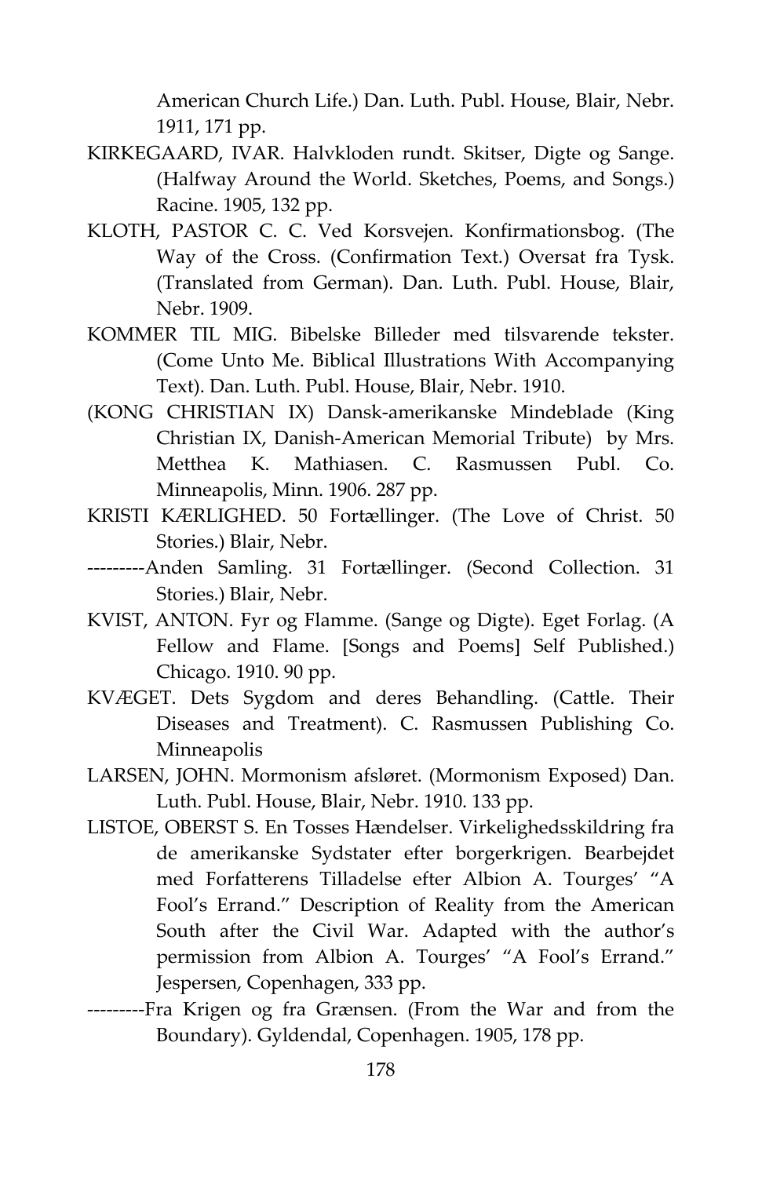American Church Life.) Dan. Luth. Publ. House, Blair, Nebr. 1911, 171 pp.

KIRKEGAARD, IVAR. Halvkloden rundt. Skitser, Digte og Sange. (Halfway Around the World. Sketches, Poems, and Songs.) Racine. 1905, 132 pp.

KLOTH, PASTOR C. C. Ved Korsvejen. Konfirmationsbog. (The Way of the Cross. (Confirmation Text.) Oversat fra Tysk. (Translated from German). Dan. Luth. Publ. House, Blair, Nebr. 1909.

KOMMER TIL MIG. Bibelske Billeder med tilsvarende tekster. (Come Unto Me. Biblical Illustrations With Accompanying Text). Dan. Luth. Publ. House, Blair, Nebr. 1910.

(KONG CHRISTIAN IX) Dansk-amerikanske Mindeblade (King Christian IX, Danish-American Memorial Tribute) by Mrs. Metthea K. Mathiasen. C. Rasmussen Publ. Co. Minneapolis, Minn. 1906. 287 pp.

KRISTI KÆRLIGHED. 50 Fortællinger. (The Love of Christ. 50 Stories.) Blair, Nebr.

---------Anden Samling. 31 Fortællinger. (Second Collection. 31 Stories.) Blair, Nebr.

KVIST, ANTON. Fyr og Flamme. (Sange og Digte). Eget Forlag. (A Fellow and Flame. [Songs and Poems] Self Published.) Chicago. 1910. 90 pp.

KVÆGET. Dets Sygdom and deres Behandling. (Cattle. Their Diseases and Treatment). C. Rasmussen Publishing Co. Minneapolis

LARSEN, JOHN. Mormonism afsløret. (Mormonism Exposed) Dan. Luth. Publ. House, Blair, Nebr. 1910. 133 pp.

LISTOE, OBERST S. En Tosses Hændelser. Virkelighedsskildring fra de amerikanske Sydstater efter borgerkrigen. Bearbejdet med Forfatterens Tilladelse efter Albion A. Tourges' "A Fool's Errand." Description of Reality from the American South after the Civil War. Adapted with the author's permission from Albion A. Tourges' "A Fool's Errand." Jespersen, Copenhagen, 333 pp.

---------Fra Krigen og fra Grænsen. (From the War and from the Boundary). Gyldendal, Copenhagen. 1905, 178 pp.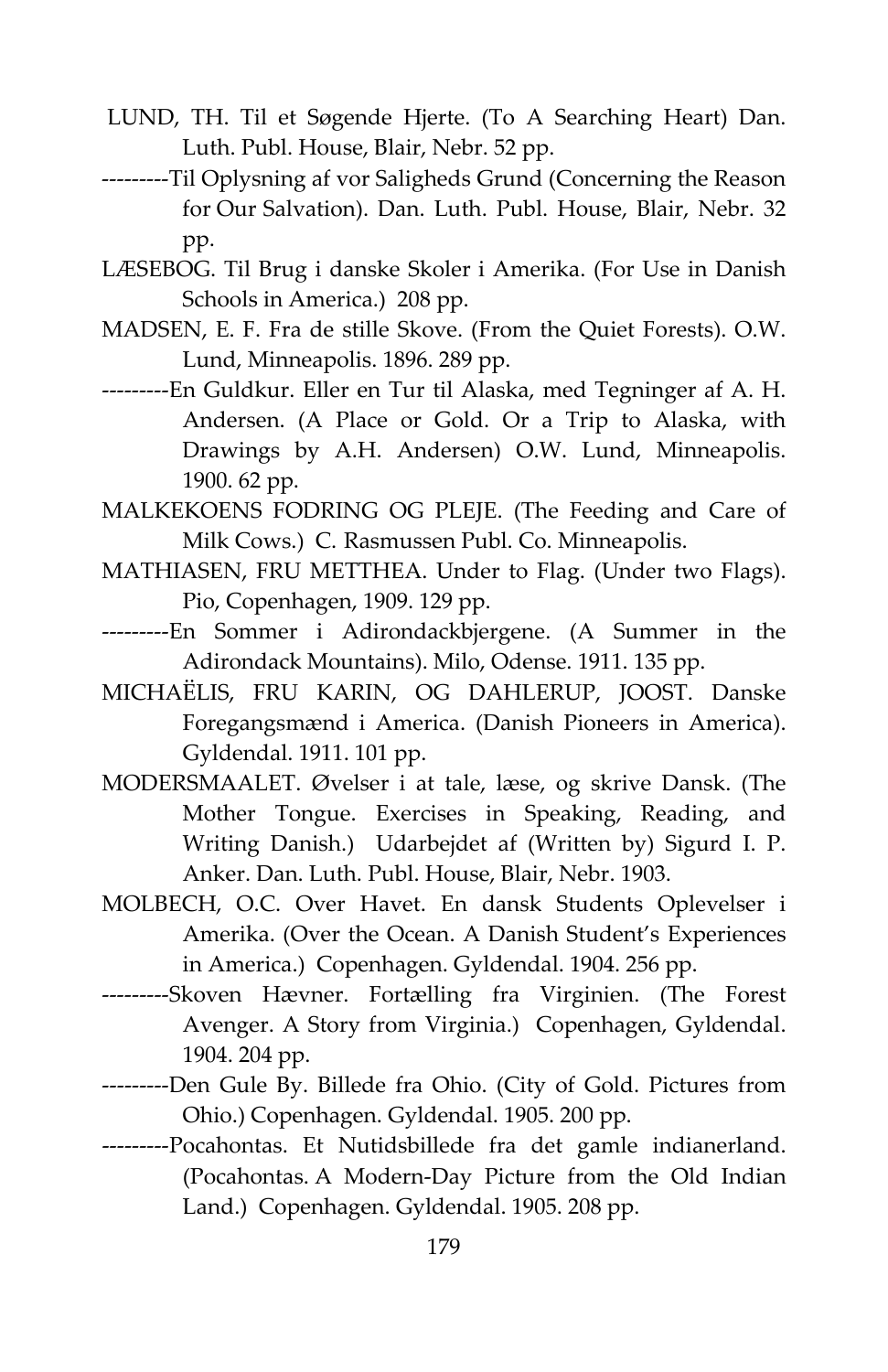LUND, TH. Til et Søgende Hjerte. (To A Searching Heart) Dan. Luth. Publ. House, Blair, Nebr. 52 pp.

---------Til Oplysning af vor Saligheds Grund (Concerning the Reason for Our Salvation). Dan. Luth. Publ. House, Blair, Nebr. 32 pp.

LÆSEBOG. Til Brug i danske Skoler i Amerika. (For Use in Danish Schools in America.) 208 pp.

MADSEN, E. F. Fra de stille Skove. (From the Quiet Forests). O.W. Lund, Minneapolis. 1896. 289 pp.

---------En Guldkur. Eller en Tur til Alaska, med Tegninger af A. H. Andersen. (A Place or Gold. Or a Trip to Alaska, with Drawings by A.H. Andersen) O.W. Lund, Minneapolis. 1900. 62 pp.

MALKEKOENS FODRING OG PLEJE. (The Feeding and Care of Milk Cows.) C. Rasmussen Publ. Co. Minneapolis.

MATHIASEN, FRU METTHEA. Under to Flag. (Under two Flags). Pio, Copenhagen, 1909. 129 pp.

---------En Sommer i Adirondackbjergene. (A Summer in the Adirondack Mountains). Milo, Odense. 1911. 135 pp.

MICHAËLIS, FRU KARIN, OG DAHLERUP, JOOST. Danske Foregangsmænd i America. (Danish Pioneers in America). Gyldendal. 1911. 101 pp.

MODERSMAALET. Øvelser i at tale, læse, og skrive Dansk. (The Mother Tongue. Exercises in Speaking, Reading, and Writing Danish.) Udarbejdet af (Written by) Sigurd I. P. Anker. Dan. Luth. Publ. House, Blair, Nebr. 1903.

MOLBECH, O.C. Over Havet. En dansk Students Oplevelser i Amerika. (Over the Ocean. A Danish Student's Experiences in America.) Copenhagen. Gyldendal. 1904. 256 pp.

---------Skoven Hævner. Fortælling fra Virginien. (The Forest Avenger. A Story from Virginia.) Copenhagen, Gyldendal. 1904. 204 pp.

---------Den Gule By. Billede fra Ohio. (City of Gold. Pictures from Ohio.) Copenhagen. Gyldendal. 1905. 200 pp.

---------Pocahontas. Et Nutidsbillede fra det gamle indianerland. (Pocahontas. A Modern-Day Picture from the Old Indian Land.) Copenhagen. Gyldendal. 1905. 208 pp.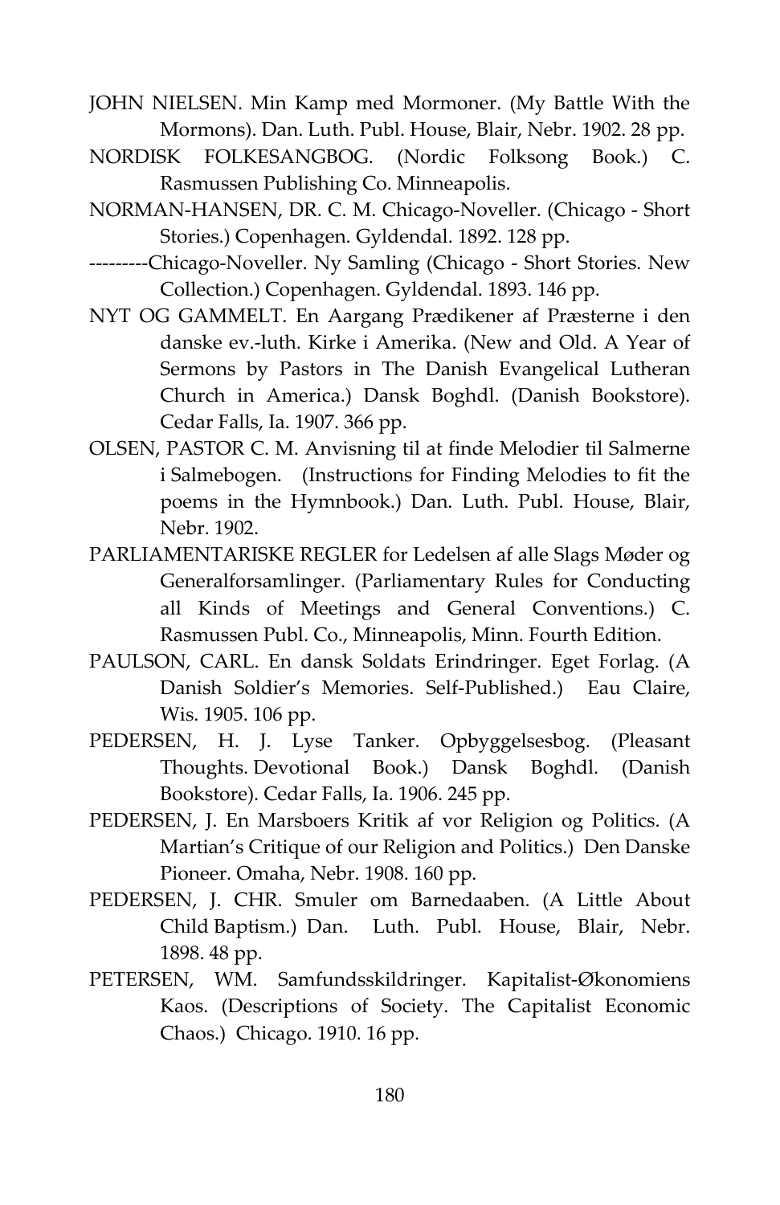JOHN NIELSEN. Min Kamp med Mormoner. (My Battle With the Mormons). Dan. Luth. Publ. House, Blair, Nebr. 1902. 28 pp.

NORDISK FOLKESANGBOG. (Nordic Folksong Book.) C. Rasmussen Publishing Co. Minneapolis.

NORMAN-HANSEN, DR. C. M. Chicago-Noveller. (Chicago - Short Stories.) Copenhagen. Gyldendal. 1892. 128 pp.

---------Chicago-Noveller. Ny Samling (Chicago - Short Stories. New Collection.) Copenhagen. Gyldendal. 1893. 146 pp.

NYT OG GAMMELT. En Aargang Prædikener af Præsterne i den danske ev.-luth. Kirke i Amerika. (New and Old. A Year of Sermons by Pastors in The Danish Evangelical Lutheran Church in America.) Dansk Boghdl. (Danish Bookstore). Cedar Falls, Ia. 1907. 366 pp.

OLSEN, PASTOR C. M. Anvisning til at finde Melodier til Salmerne i Salmebogen. (Instructions for Finding Melodies to fit the poems in the Hymnbook.) Dan. Luth. Publ. House, Blair, Nebr. 1902.

PARLIAMENTARISKE REGLER for Ledelsen af alle Slags Møder og Generalforsamlinger. (Parliamentary Rules for Conducting all Kinds of Meetings and General Conventions.) C. Rasmussen Publ. Co., Minneapolis, Minn. Fourth Edition.

PAULSON, CARL. En dansk Soldats Erindringer. Eget Forlag. (A Danish Soldier's Memories. Self-Published.) Eau Claire, Wis. 1905. 106 pp.

PEDERSEN, H. J. Lyse Tanker. Opbyggelsesbog. (Pleasant Thoughts. Devotional Book.) Dansk Boghdl. (Danish Bookstore). Cedar Falls, Ia. 1906. 245 pp.

PEDERSEN, J. En Marsboers Kritik af vor Religion og Politics. (A Martian's Critique of our Religion and Politics.) Den Danske Pioneer. Omaha, Nebr. 1908. 160 pp.

PEDERSEN, J. CHR. Smuler om Barnedaaben. (A Little About Child Baptism.) Dan. Luth. Publ. House, Blair, Nebr. 1898. 48 pp.

PETERSEN, WM. Samfundsskildringer. Kapitalist-Økonomiens Kaos. (Descriptions of Society. The Capitalist Economic Chaos.) Chicago. 1910. 16 pp.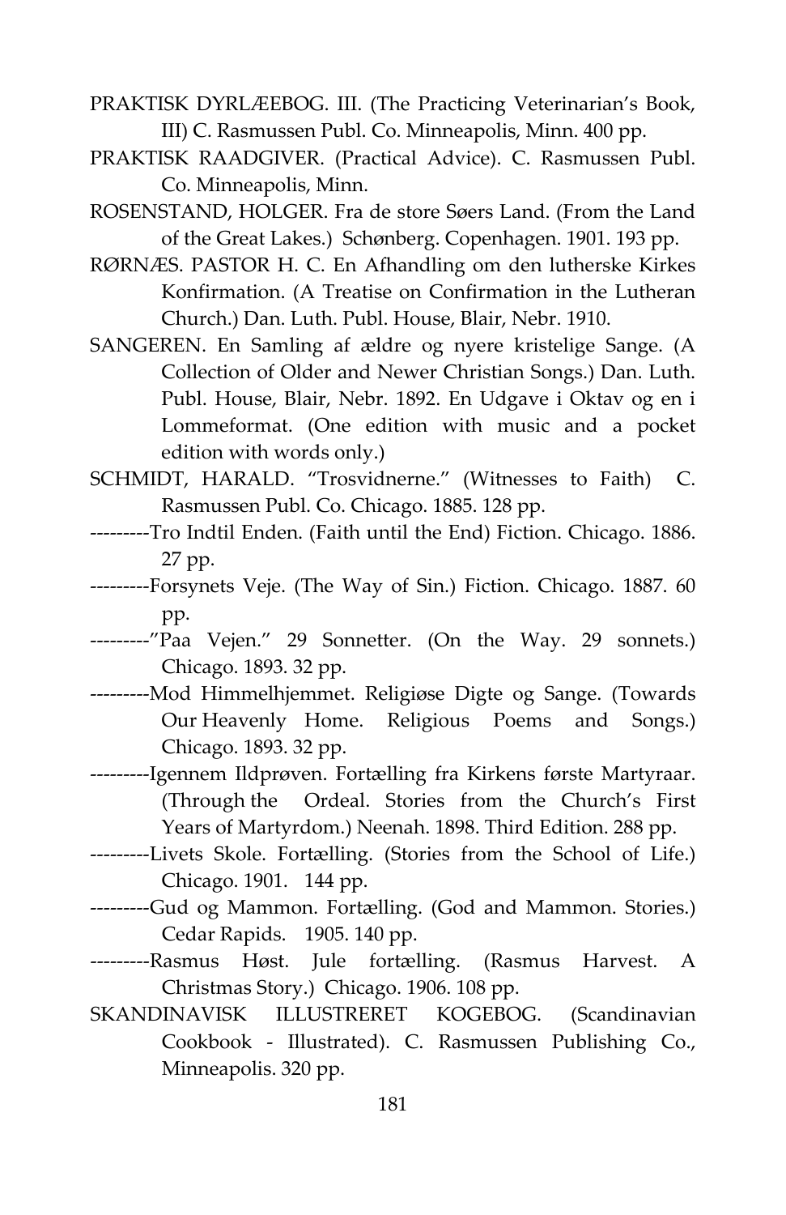PRAKTISK DYRLÆEBOG. III. (The Practicing Veterinarian's Book, III) C. Rasmussen Publ. Co. Minneapolis, Minn. 400 pp.

PRAKTISK RAADGIVER. (Practical Advice). C. Rasmussen Publ. Co. Minneapolis, Minn.

ROSENSTAND, HOLGER. Fra de store Søers Land. (From the Land of the Great Lakes.) Schønberg. Copenhagen. 1901. 193 pp.

RØRNÆS. PASTOR H. C. En Afhandling om den lutherske Kirkes Konfirmation. (A Treatise on Confirmation in the Lutheran Church.) Dan. Luth. Publ. House, Blair, Nebr. 1910.

SANGEREN. En Samling af ældre og nyere kristelige Sange. (A Collection of Older and Newer Christian Songs.) Dan. Luth. Publ. House, Blair, Nebr. 1892. En Udgave i Oktav og en i Lommeformat. (One edition with music and a pocket edition with words only.)

SCHMIDT, HARALD. "Trosvidnerne." (Witnesses to Faith) C. Rasmussen Publ. Co. Chicago. 1885. 128 pp.

---------Tro Indtil Enden. (Faith until the End) Fiction. Chicago. 1886. 27 pp.

---------Forsynets Veje. (The Way of Sin.) Fiction. Chicago. 1887. 60 pp.

---------"Paa Vejen." 29 Sonnetter. (On the Way. 29 sonnets.) Chicago. 1893. 32 pp.

---------Mod Himmelhjemmet. Religiøse Digte og Sange. (Towards Our Heavenly Home. Religious Poems and Songs.) Chicago. 1893. 32 pp.

---------Igennem Ildprøven. Fortælling fra Kirkens første Martyraar. (Through the Ordeal. Stories from the Church's First Years of Martyrdom.) Neenah. 1898. Third Edition. 288 pp.

---------Livets Skole. Fortælling. (Stories from the School of Life.) Chicago. 1901. 144 pp.

---------Gud og Mammon. Fortælling. (God and Mammon. Stories.) Cedar Rapids. 1905. 140 pp.

---------Rasmus Høst. Jule fortælling. (Rasmus Harvest. A Christmas Story.) Chicago. 1906. 108 pp.

SKANDINAVISK ILLUSTRERET KOGEBOG. (Scandinavian Cookbook - Illustrated). C. Rasmussen Publishing Co., Minneapolis. 320 pp.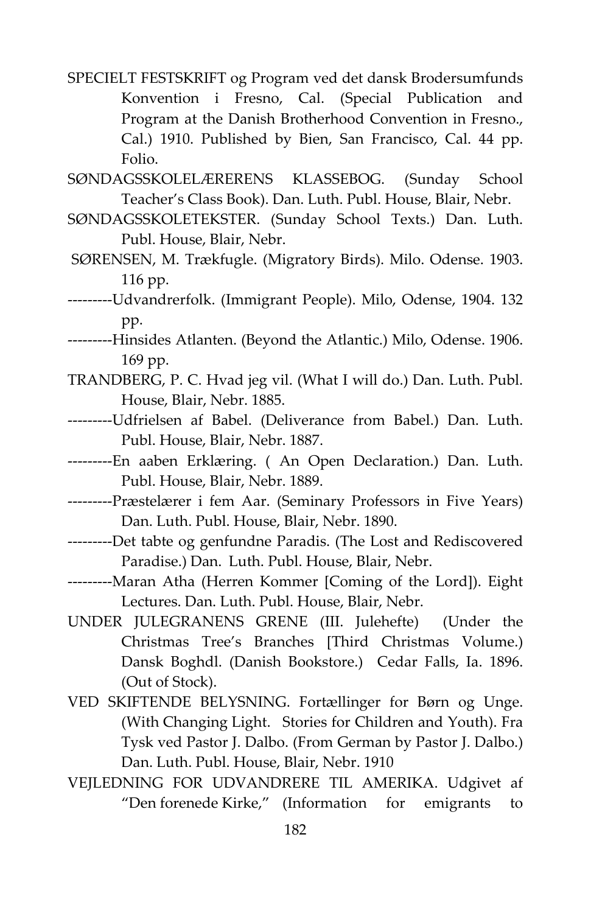SPECIELT FESTSKRIFT og Program ved det dansk Brodersumfunds Konvention i Fresno, Cal. (Special Publication and Program at the Danish Brotherhood Convention in Fresno., Cal.) 1910. Published by Bien, San Francisco, Cal. 44 pp. Folio.

SØNDAGSSKOLELÆRERENS KLASSEBOG. (Sunday School Teacher's Class Book). Dan. Luth. Publ. House, Blair, Nebr.

SØNDAGSSKOLETEKSTER. (Sunday School Texts.) Dan. Luth. Publ. House, Blair, Nebr.

SØRENSEN, M. Trækfugle. (Migratory Birds). Milo. Odense. 1903. 116 pp.

---------Udvandrerfolk. (Immigrant People). Milo, Odense, 1904. 132 pp.

---------Hinsides Atlanten. (Beyond the Atlantic.) Milo, Odense. 1906. 169 pp.

TRANDBERG, P. C. Hvad jeg vil. (What I will do.) Dan. Luth. Publ. House, Blair, Nebr. 1885.

---------Udfrielsen af Babel. (Deliverance from Babel.) Dan. Luth. Publ. House, Blair, Nebr. 1887.

---------En aaben Erklæring. ( An Open Declaration.) Dan. Luth. Publ. House, Blair, Nebr. 1889.

---------Præstelærer i fem Aar. (Seminary Professors in Five Years) Dan. Luth. Publ. House, Blair, Nebr. 1890.

---------Det tabte og genfundne Paradis. (The Lost and Rediscovered Paradise.) Dan. Luth. Publ. House, Blair, Nebr.

---------Maran Atha (Herren Kommer [Coming of the Lord]). Eight Lectures. Dan. Luth. Publ. House, Blair, Nebr.

UNDER JULEGRANENS GRENE (III. Julehefte) (Under the Christmas Tree's Branches [Third Christmas Volume.) Dansk Boghdl. (Danish Bookstore.) Cedar Falls, Ia. 1896. (Out of Stock).

VED SKIFTENDE BELYSNING. Fortællinger for Børn og Unge. (With Changing Light. Stories for Children and Youth). Fra Tysk ved Pastor J. Dalbo. (From German by Pastor J. Dalbo.) Dan. Luth. Publ. House, Blair, Nebr. 1910

VEJLEDNING FOR UDVANDRERE TIL AMERIKA. Udgivet af "Den forenede Kirke," (Information for emigrants to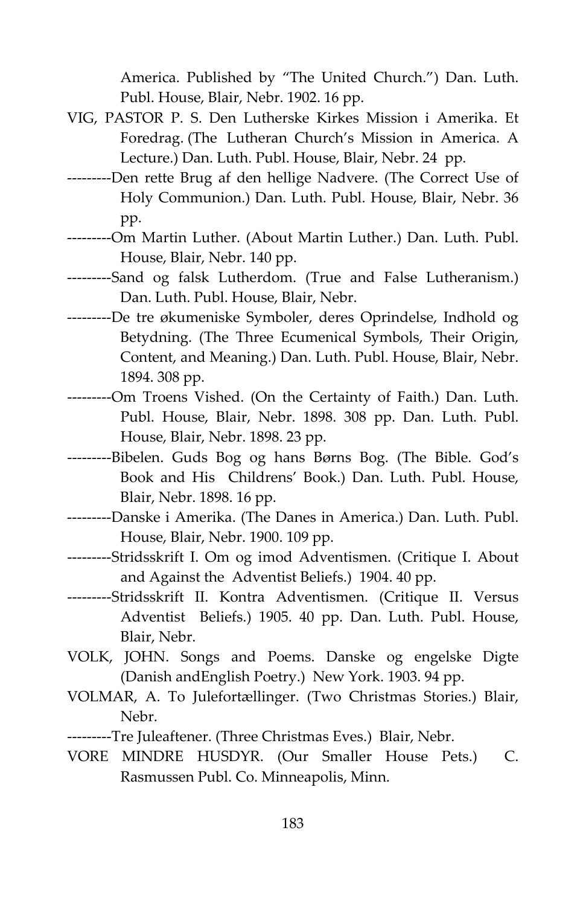America. Published by "The United Church.") Dan. Luth. Publ. House, Blair, Nebr. 1902. 16 pp.

VIG, PASTOR P. S. Den Lutherske Kirkes Mission i Amerika. Et Foredrag. (The Lutheran Church's Mission in America. A Lecture.) Dan. Luth. Publ. House, Blair, Nebr. 24 pp.

---------Den rette Brug af den hellige Nadvere. (The Correct Use of Holy Communion.) Dan. Luth. Publ. House, Blair, Nebr. 36 pp.

---------Om Martin Luther. (About Martin Luther.) Dan. Luth. Publ. House, Blair, Nebr. 140 pp.

---------Sand og falsk Lutherdom. (True and False Lutheranism.) Dan. Luth. Publ. House, Blair, Nebr.

---------De tre økumeniske Symboler, deres Oprindelse, Indhold og Betydning. (The Three Ecumenical Symbols, Their Origin, Content, and Meaning.) Dan. Luth. Publ. House, Blair, Nebr. 1894. 308 pp.

---------Om Troens Vished. (On the Certainty of Faith.) Dan. Luth. Publ. House, Blair, Nebr. 1898. 308 pp. Dan. Luth. Publ. House, Blair, Nebr. 1898. 23 pp.

---------Bibelen. Guds Bog og hans Børns Bog. (The Bible. God's Book and His Childrens' Book.) Dan. Luth. Publ. House, Blair, Nebr. 1898. 16 pp.

---------Danske i Amerika. (The Danes in America.) Dan. Luth. Publ. House, Blair, Nebr. 1900. 109 pp.

---------Stridsskrift I. Om og imod Adventismen. (Critique I. About and Against the Adventist Beliefs.) 1904. 40 pp.

---------Stridsskrift II. Kontra Adventismen. (Critique II. Versus Adventist Beliefs.) 1905. 40 pp. Dan. Luth. Publ. House, Blair, Nebr.

VOLK, JOHN. Songs and Poems. Danske og engelske Digte (Danish andEnglish Poetry.) New York. 1903. 94 pp.

VOLMAR, A. To Julefortællinger. (Two Christmas Stories.) Blair, Nebr.

---------Tre Juleaftener. (Three Christmas Eves.) Blair, Nebr.

VORE MINDRE HUSDYR. (Our Smaller House Pets.) C. Rasmussen Publ. Co. Minneapolis, Minn.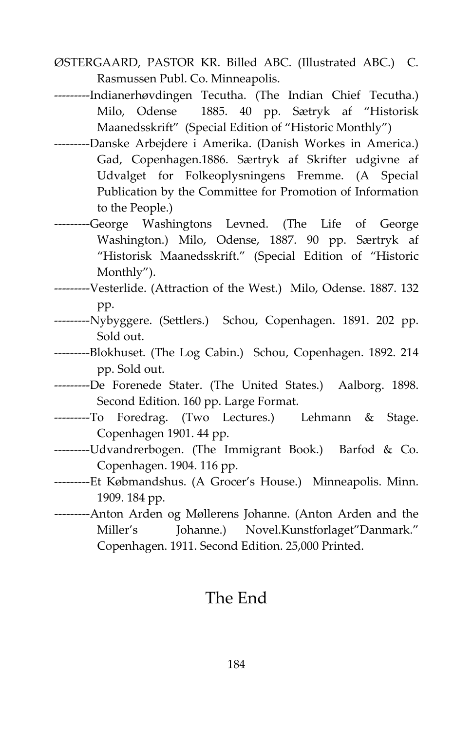ØSTERGAARD, PASTOR KR. Billed ABC. (Illustrated ABC.) C. Rasmussen Publ. Co. Minneapolis.

---------Indianerhøvdingen Tecutha. (The Indian Chief Tecutha.) Milo, Odense 1885. 40 pp. Sætryk af "Historisk Maanedsskrift" (Special Edition of "Historic Monthly")

---------Danske Arbejdere i Amerika. (Danish Workes in America.) Gad, Copenhagen.1886. Særtryk af Skrifter udgivne af Udvalget for Folkeoplysningens Fremme. (A Special Publication by the Committee for Promotion of Information to the People.)

---------George Washingtons Levned. (The Life of George Washington.) Milo, Odense, 1887. 90 pp. Særtryk af "Historisk Maanedsskrift." (Special Edition of "Historic Monthly").

---------Vesterlide. (Attraction of the West.) Milo, Odense. 1887. 132 pp.

---------Nybyggere. (Settlers.) Schou, Copenhagen. 1891. 202 pp. Sold out.

---------Blokhuset. (The Log Cabin.) Schou, Copenhagen. 1892. 214 pp. Sold out.

---------De Forenede Stater. (The United States.) Aalborg. 1898. Second Edition. 160 pp. Large Format.

---------To Foredrag. (Two Lectures.) Lehmann & Stage. Copenhagen 1901. 44 pp.

---------Udvandrerbogen. (The Immigrant Book.) Barfod & Co. Copenhagen. 1904. 116 pp.

---------Et Købmandshus. (A Grocer's House.) Minneapolis. Minn. 1909. 184 pp.

---------Anton Arden og Møllerens Johanne. (Anton Arden and the Miller's Johanne.) Novel.Kunstforlaget"Danmark." Copenhagen. 1911. Second Edition. 25,000 Printed.

## The End